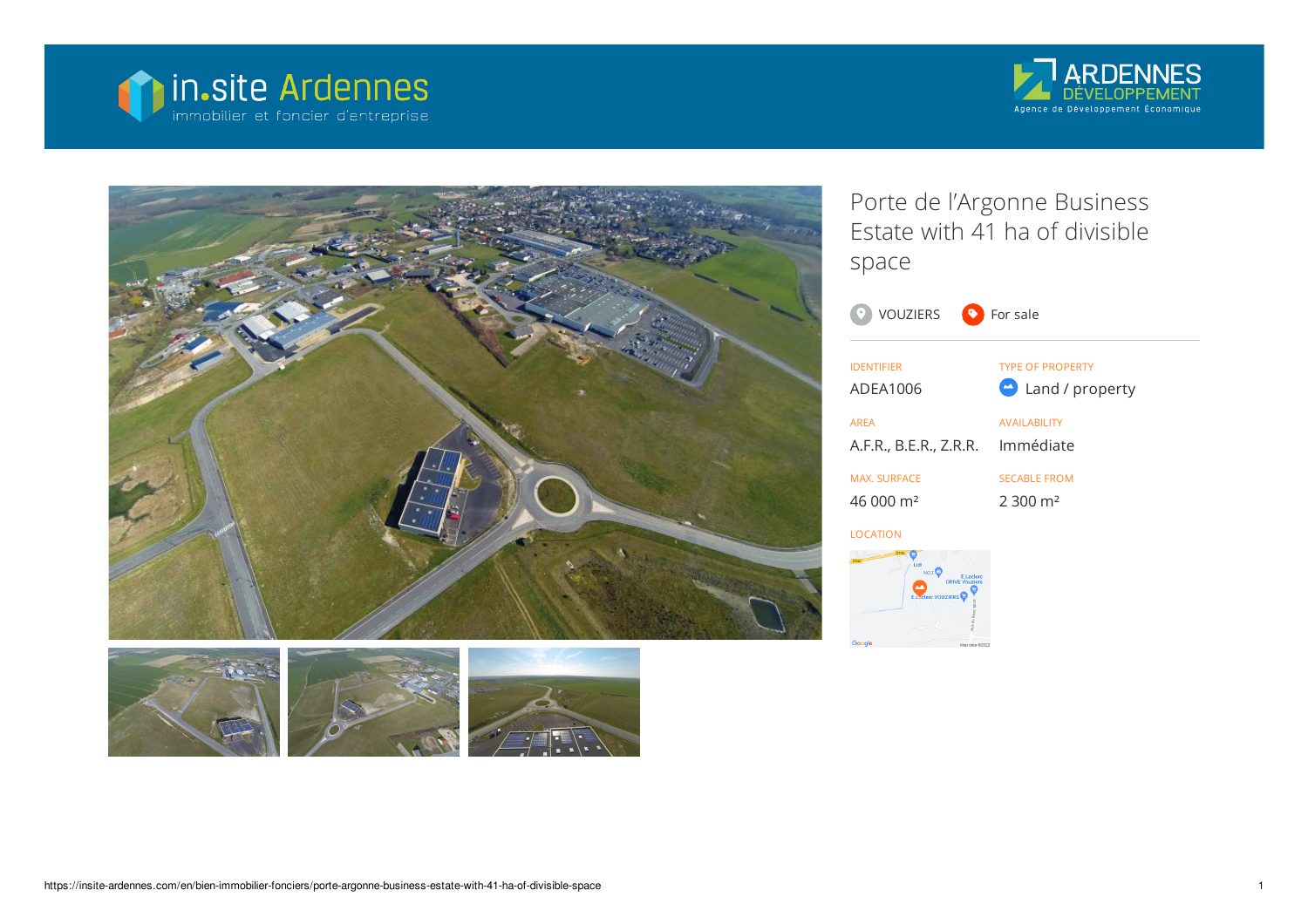in.site Ardennes
immobilier et foncier d'entreprise

ARDENNES DÉVELOPPEMENT
Agence de Développement Économique

# Porte de l'Argonne Business Estate with 41 ha of divisible space

VOUZIERS For sale

| IDENTIFIER | TYPE OF PROPERTY |
| --- | --- |
| ADEA1006 | Land / property |
| **AREA** | **AVAILABILITY** |
| A.F.R., B.E.R., Z.R.R. | Immédiate |
| **MAX. SURFACE** | **SECABLE FROM** |
| 46 000 m² | 2 300 m² |

LOCATION

https://insite-ardennes.com/en/bien-immobilier-fonciers/porte-argonne-business-estate-with-41-ha-of-divisible-space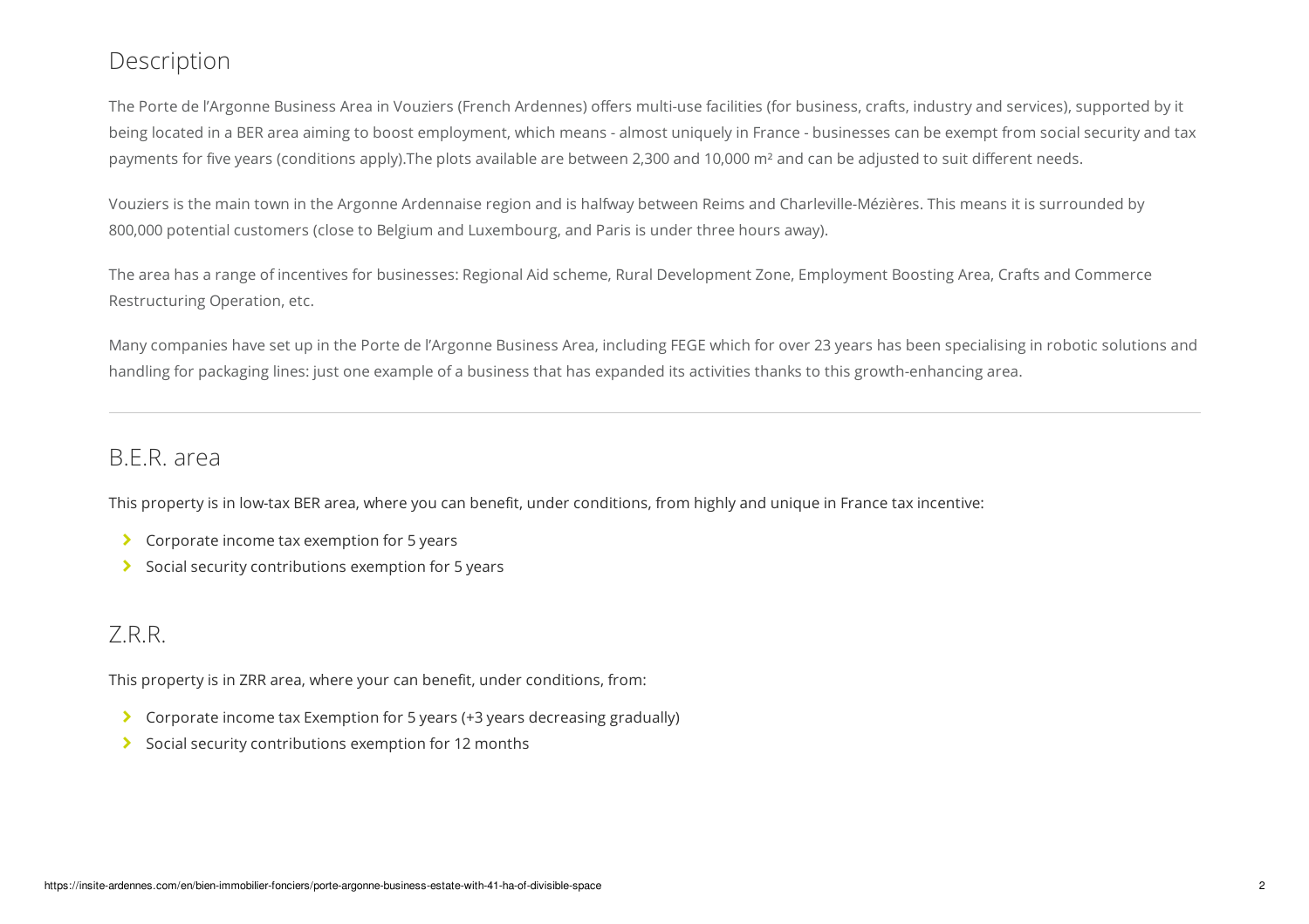## Description

The Porte de l'Argonne Business Area in Vouziers (French Ardennes) offers multi-use facilities (for business, crafts, industry and services), supported by it being located in a BER area aiming to boost employment, which means - almost uniquely in France - businesses can be exempt from social security and tax payments for five years (conditions apply).The plots available are between 2,300 and 10,000 m² and can be adjusted to suit different needs.

Vouziers is the main town in the Argonne Ardennaise region and is halfway between Reims and Charleville-Mézières. This means it is surrounded by 800,000 potential customers (close to Belgium and Luxembourg, and Paris is under three hours away).

The area has a range of incentives for businesses: Regional Aid scheme, Rural Development Zone, Employment Boosting Area, Crafts and Commerce Restructuring Operation, etc.

Many companies have set up in the Porte de l'Argonne Business Area, including FEGE which for over 23 years has been specialising in robotic solutions and handling for packaging lines: just one example of a business that has expanded its activities thanks to this growth-enhancing area.

---

## B.E.R. area

This property is in low-tax BER area, where you can benefit, under conditions, from highly and unique in France tax incentive:

- Corporate income tax exemption for 5 years
- Social security contributions exemption for 5 years

## Z.R.R.

This property is in ZRR area, where your can benefit, under conditions, from:

- Corporate income tax Exemption for 5 years (+3 years decreasing gradually)
- Social security contributions exemption for 12 months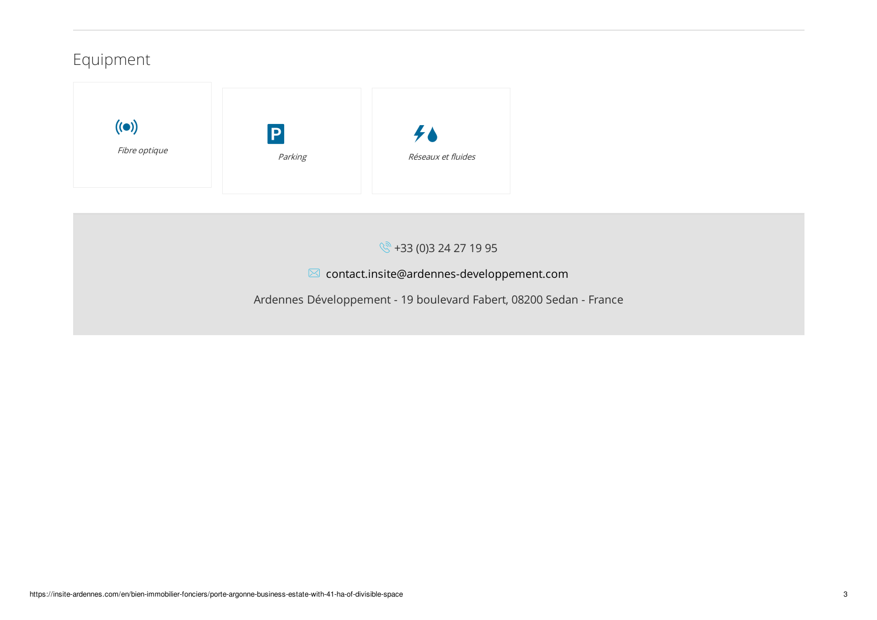## Equipment

*Fibre optique*

*Parking*

*Réseaux et fluides*

+33 (0)3 24 27 19 95

contact.insite@ardennes-developpement.com

Ardennes Développement - 19 boulevard Fabert, 08200 Sedan - France